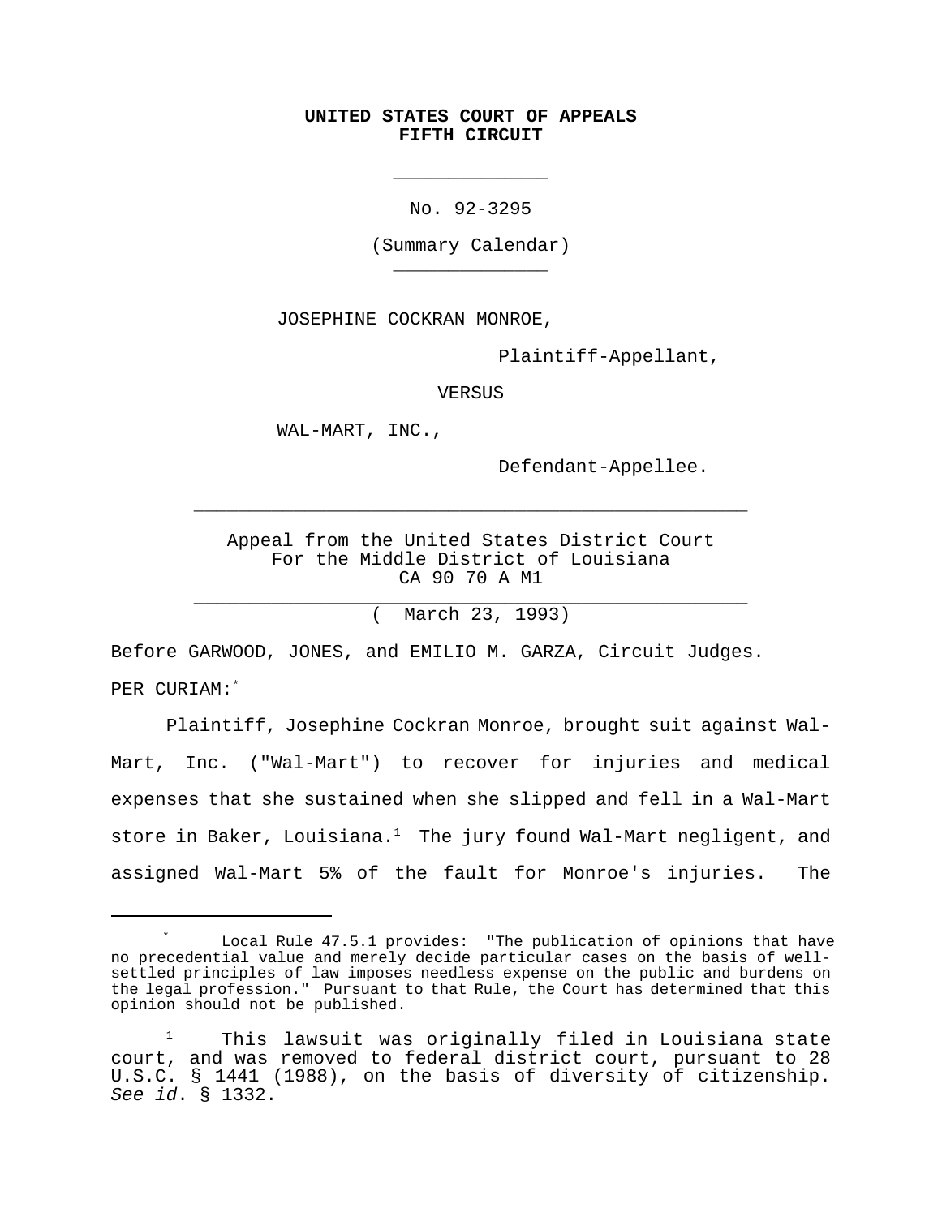**UNITED STATES COURT OF APPEALS**
**FIFTH CIRCUIT**

---

No. 92-3295

(Summary Calendar)

---

JOSEPHINE COCKRAN MONROE,

Plaintiff-Appellant,

VERSUS

WAL-MART, INC.,

Defendant-Appellee.

---

Appeal from the United States District Court
For the Middle District of Louisiana
CA 90 70 A M1

---

( March 23, 1993)

Before GARWOOD, JONES, and EMILIO M. GARZA, Circuit Judges.

PER CURIAM:[*]

Plaintiff, Josephine Cockran Monroe, brought suit against Wal-Mart, Inc. ("Wal-Mart") to recover for injuries and medical expenses that she sustained when she slipped and fell in a Wal-Mart store in Baker, Louisiana.[1] The jury found Wal-Mart negligent, and assigned Wal-Mart 5% of the fault for Monroe's injuries. The

---

[*] Local Rule 47.5.1 provides: "The publication of opinions that have no precedential value and merely decide particular cases on the basis of well-settled principles of law imposes needless expense on the public and burdens on the legal profession." Pursuant to that Rule, the Court has determined that this opinion should not be published.

[1] This lawsuit was originally filed in Louisiana state court, and was removed to federal district court, pursuant to 28 U.S.C. § 1441 (1988), on the basis of diversity of citizenship. *See id*. § 1332.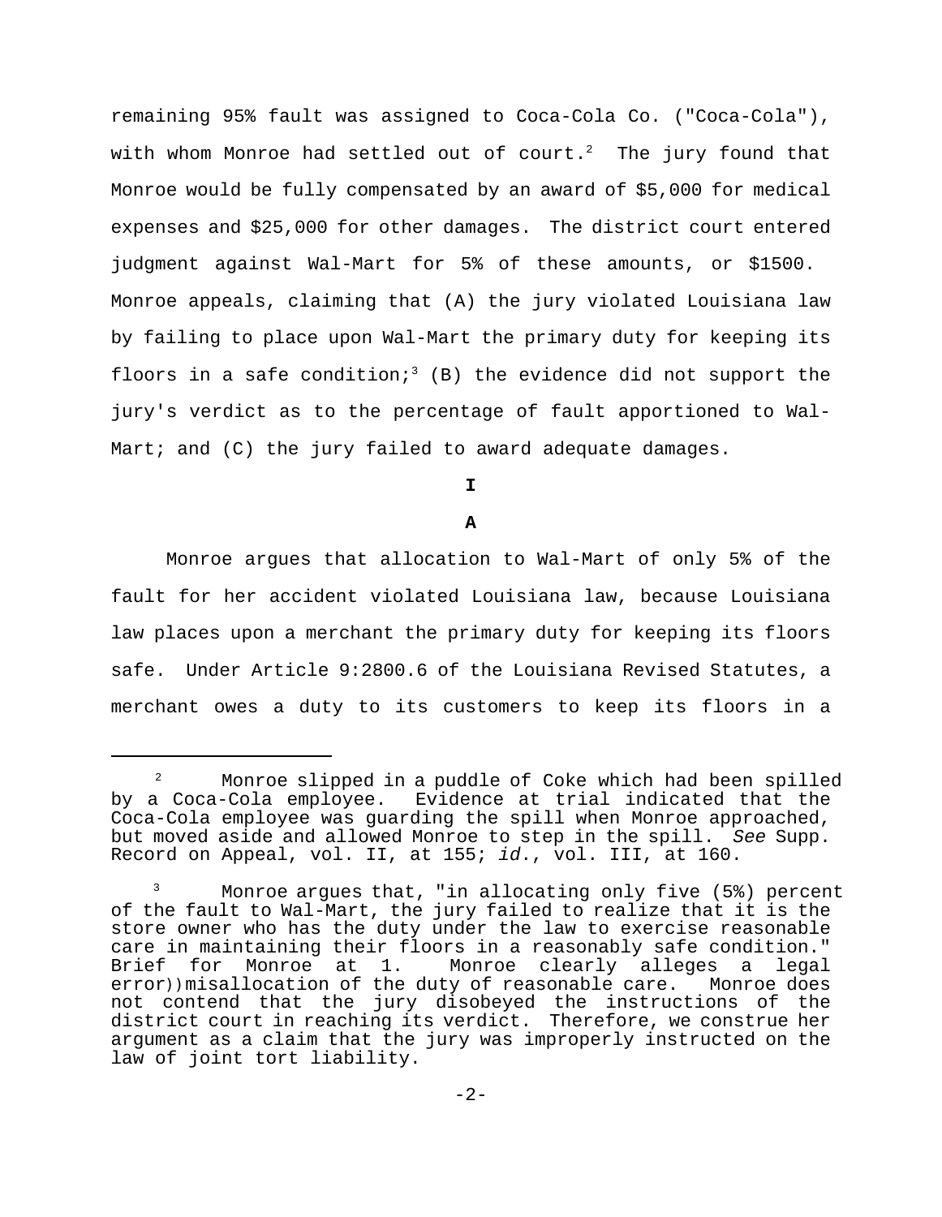remaining 95% fault was assigned to Coca-Cola Co. ("Coca-Cola"), with whom Monroe had settled out of court.[2] The jury found that Monroe would be fully compensated by an award of $5,000 for medical expenses and $25,000 for other damages. The district court entered judgment against Wal-Mart for 5% of these amounts, or $1500. Monroe appeals, claiming that (A) the jury violated Louisiana law by failing to place upon Wal-Mart the primary duty for keeping its floors in a safe condition;[3] (B) the evidence did not support the jury's verdict as to the percentage of fault apportioned to Wal-Mart; and (C) the jury failed to award adequate damages.

**I**

**A**

Monroe argues that allocation to Wal-Mart of only 5% of the fault for her accident violated Louisiana law, because Louisiana law places upon a merchant the primary duty for keeping its floors safe. Under Article 9:2800.6 of the Louisiana Revised Statutes, a merchant owes a duty to its customers to keep its floors in a

---

[2] Monroe slipped in a puddle of Coke which had been spilled by a Coca-Cola employee. Evidence at trial indicated that the Coca-Cola employee was guarding the spill when Monroe approached, but moved aside and allowed Monroe to step in the spill. *See* Supp. Record on Appeal, vol. II, at 155; *id.*, vol. III, at 160.

[3] Monroe argues that, "in allocating only five (5%) percent of the fault to Wal-Mart, the jury failed to realize that it is the store owner who has the duty under the law to exercise reasonable care in maintaining their floors in a reasonably safe condition." Brief for Monroe at 1. Monroe clearly alleges a legal error—misallocation of the duty of reasonable care. Monroe does not contend that the jury disobeyed the instructions of the district court in reaching its verdict. Therefore, we construe her argument as a claim that the jury was improperly instructed on the law of joint tort liability.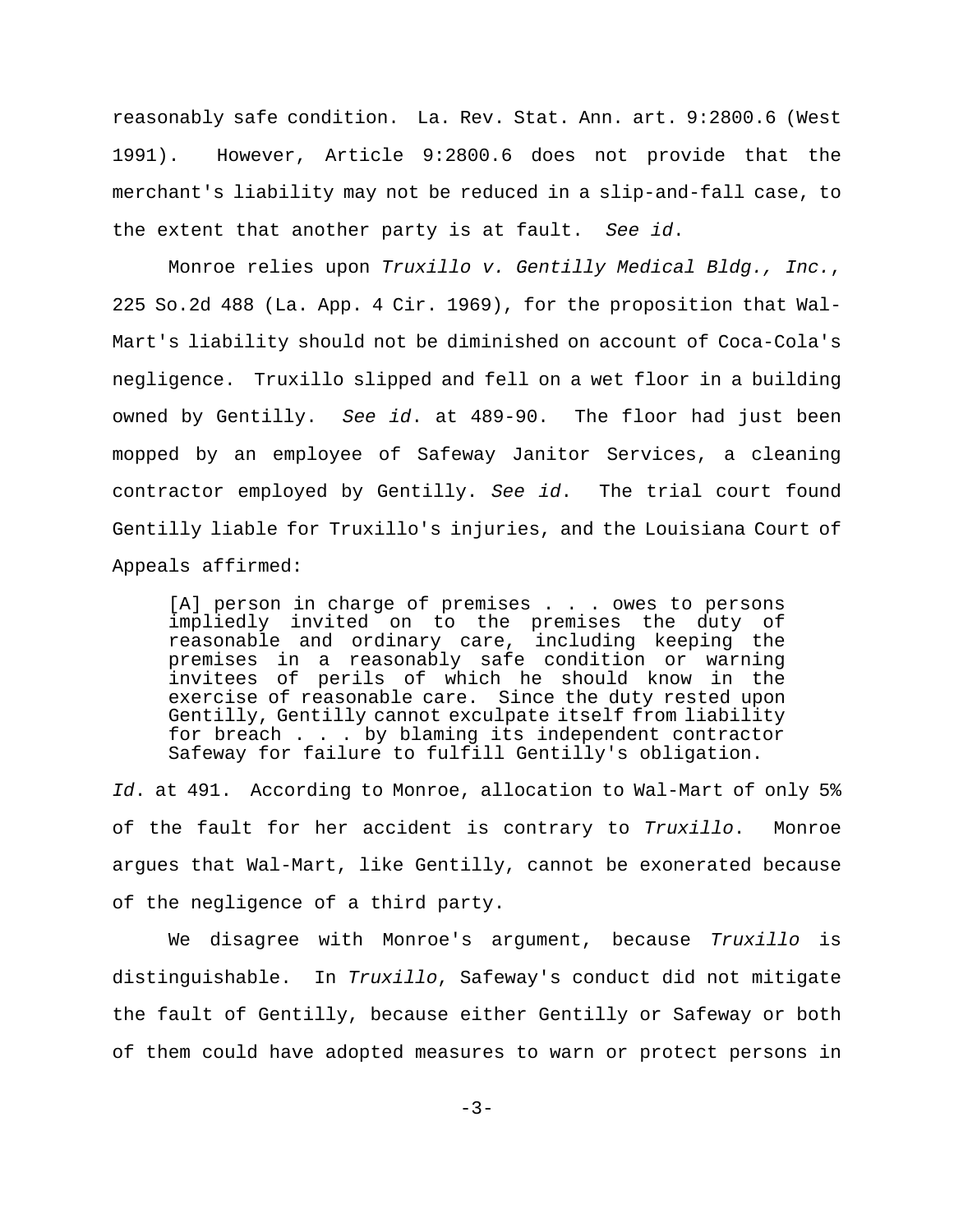reasonably safe condition. La. Rev. Stat. Ann. art. 9:2800.6 (West 1991). However, Article 9:2800.6 does not provide that the merchant's liability may not be reduced in a slip-and-fall case, to the extent that another party is at fault. *See id*.

Monroe relies upon *Truxillo v. Gentilly Medical Bldg., Inc.*, 225 So.2d 488 (La. App. 4 Cir. 1969), for the proposition that Wal-Mart's liability should not be diminished on account of Coca-Cola's negligence. Truxillo slipped and fell on a wet floor in a building owned by Gentilly. *See id*. at 489-90. The floor had just been mopped by an employee of Safeway Janitor Services, a cleaning contractor employed by Gentilly. *See id*. The trial court found Gentilly liable for Truxillo's injuries, and the Louisiana Court of Appeals affirmed:

> [A] person in charge of premises . . . owes to persons impliedly invited on to the premises the duty of reasonable and ordinary care, including keeping the premises in a reasonably safe condition or warning invitees of perils of which he should know in the exercise of reasonable care. Since the duty rested upon Gentilly, Gentilly cannot exculpate itself from liability for breach . . . by blaming its independent contractor Safeway for failure to fulfill Gentilly's obligation.

*Id*. at 491. According to Monroe, allocation to Wal-Mart of only 5% of the fault for her accident is contrary to *Truxillo*. Monroe argues that Wal-Mart, like Gentilly, cannot be exonerated because of the negligence of a third party.

We disagree with Monroe's argument, because *Truxillo* is distinguishable. In *Truxillo*, Safeway's conduct did not mitigate the fault of Gentilly, because either Gentilly or Safeway or both of them could have adopted measures to warn or protect persons in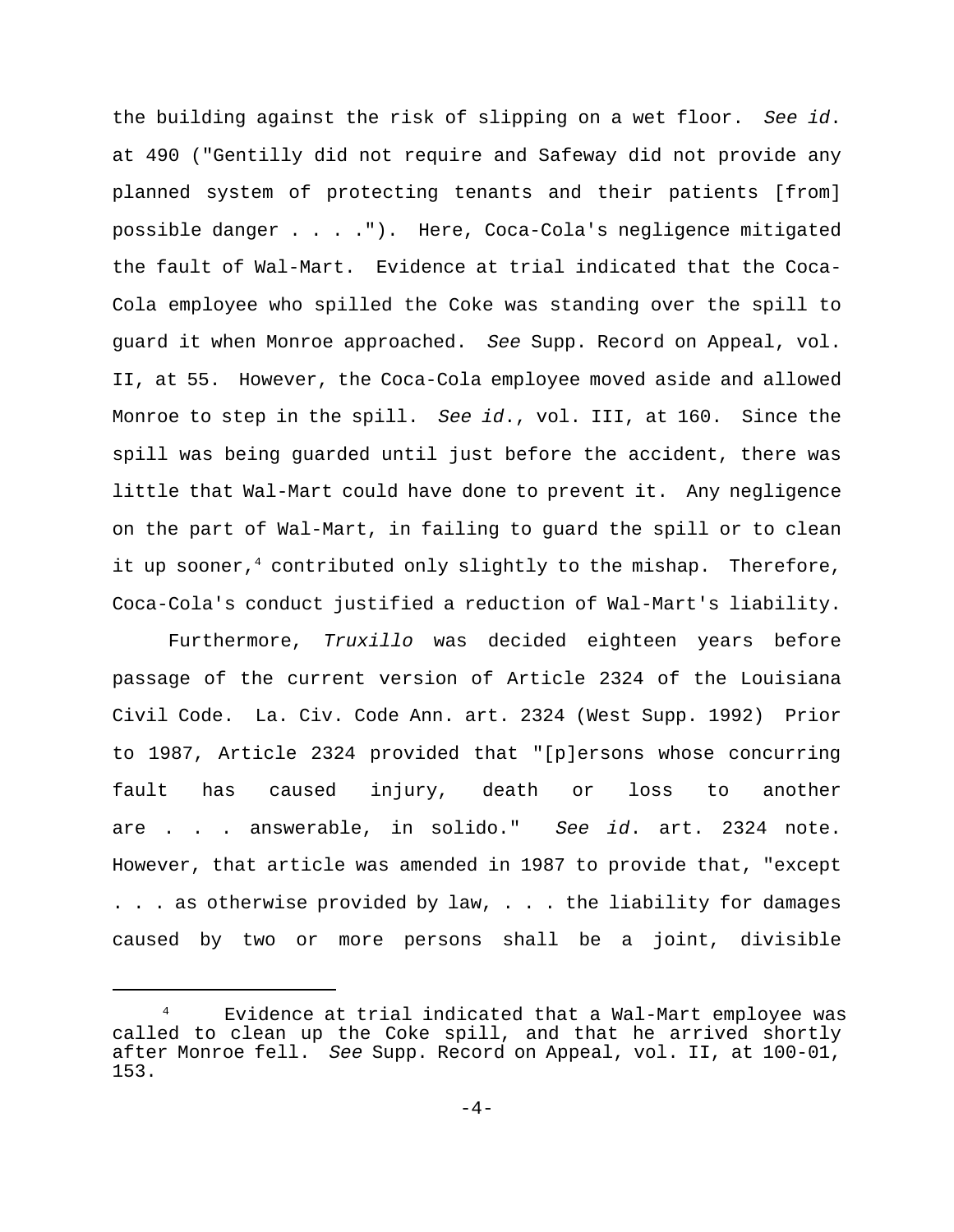the building against the risk of slipping on a wet floor. *See id.* at 490 ("Gentilly did not require and Safeway did not provide any planned system of protecting tenants and their patients [from] possible danger . . . ."). Here, Coca-Cola's negligence mitigated the fault of Wal-Mart. Evidence at trial indicated that the Coca-Cola employee who spilled the Coke was standing over the spill to guard it when Monroe approached. *See* Supp. Record on Appeal, vol. II, at 55. However, the Coca-Cola employee moved aside and allowed Monroe to step in the spill. *See id.*, vol. III, at 160. Since the spill was being guarded until just before the accident, there was little that Wal-Mart could have done to prevent it. Any negligence on the part of Wal-Mart, in failing to guard the spill or to clean it up sooner,[4] contributed only slightly to the mishap. Therefore, Coca-Cola's conduct justified a reduction of Wal-Mart's liability.

Furthermore, *Truxillo* was decided eighteen years before passage of the current version of Article 2324 of the Louisiana Civil Code. La. Civ. Code Ann. art. 2324 (West Supp. 1992) Prior to 1987, Article 2324 provided that "[p]ersons whose concurring fault has caused injury, death or loss to another are . . . answerable, in solido." *See id.* art. 2324 note. However, that article was amended in 1987 to provide that, "except . . . as otherwise provided by law, . . . the liability for damages caused by two or more persons shall be a joint, divisible

---

[4] Evidence at trial indicated that a Wal-Mart employee was called to clean up the Coke spill, and that he arrived shortly after Monroe fell. *See* Supp. Record on Appeal, vol. II, at 100-01, 153.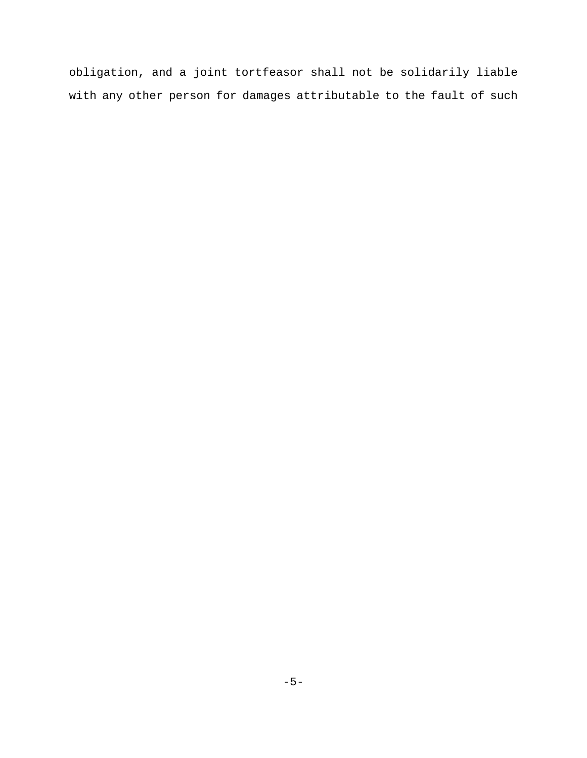obligation, and a joint tortfeasor shall not be solidarily liable with any other person for damages attributable to the fault of such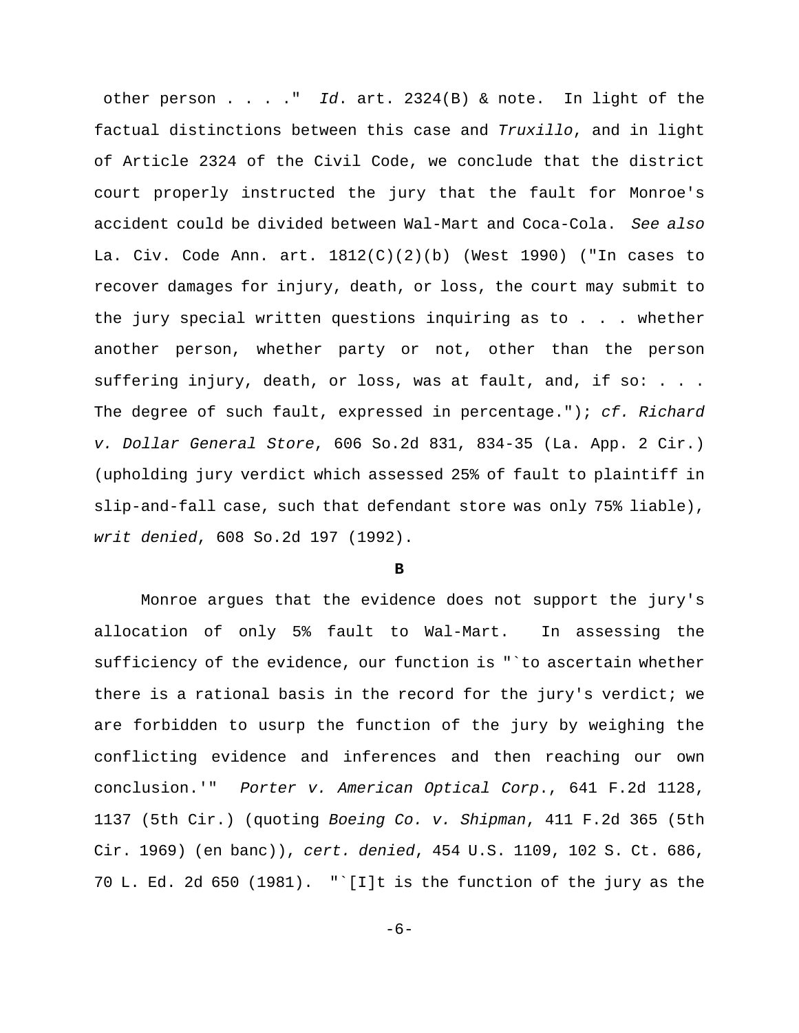other person . . . ." *Id*. art. 2324(B) & note. In light of the factual distinctions between this case and *Truxillo*, and in light of Article 2324 of the Civil Code, we conclude that the district court properly instructed the jury that the fault for Monroe's accident could be divided between Wal-Mart and Coca-Cola. *See also* La. Civ. Code Ann. art. 1812(C)(2)(b) (West 1990) ("In cases to recover damages for injury, death, or loss, the court may submit to the jury special written questions inquiring as to . . . whether another person, whether party or not, other than the person suffering injury, death, or loss, was at fault, and, if so: . . . The degree of such fault, expressed in percentage."); *cf. Richard v. Dollar General Store*, 606 So.2d 831, 834-35 (La. App. 2 Cir.) (upholding jury verdict which assessed 25% of fault to plaintiff in slip-and-fall case, such that defendant store was only 75% liable), *writ denied*, 608 So.2d 197 (1992).

**B**

Monroe argues that the evidence does not support the jury's allocation of only 5% fault to Wal-Mart. In assessing the sufficiency of the evidence, our function is "`to ascertain whether there is a rational basis in the record for the jury's verdict; we are forbidden to usurp the function of the jury by weighing the conflicting evidence and inferences and then reaching our own conclusion.'" *Porter v. American Optical Corp*., 641 F.2d 1128, 1137 (5th Cir.) (quoting *Boeing Co. v. Shipman*, 411 F.2d 365 (5th Cir. 1969) (en banc)), *cert. denied*, 454 U.S. 1109, 102 S. Ct. 686, 70 L. Ed. 2d 650 (1981). "`[I]t is the function of the jury as the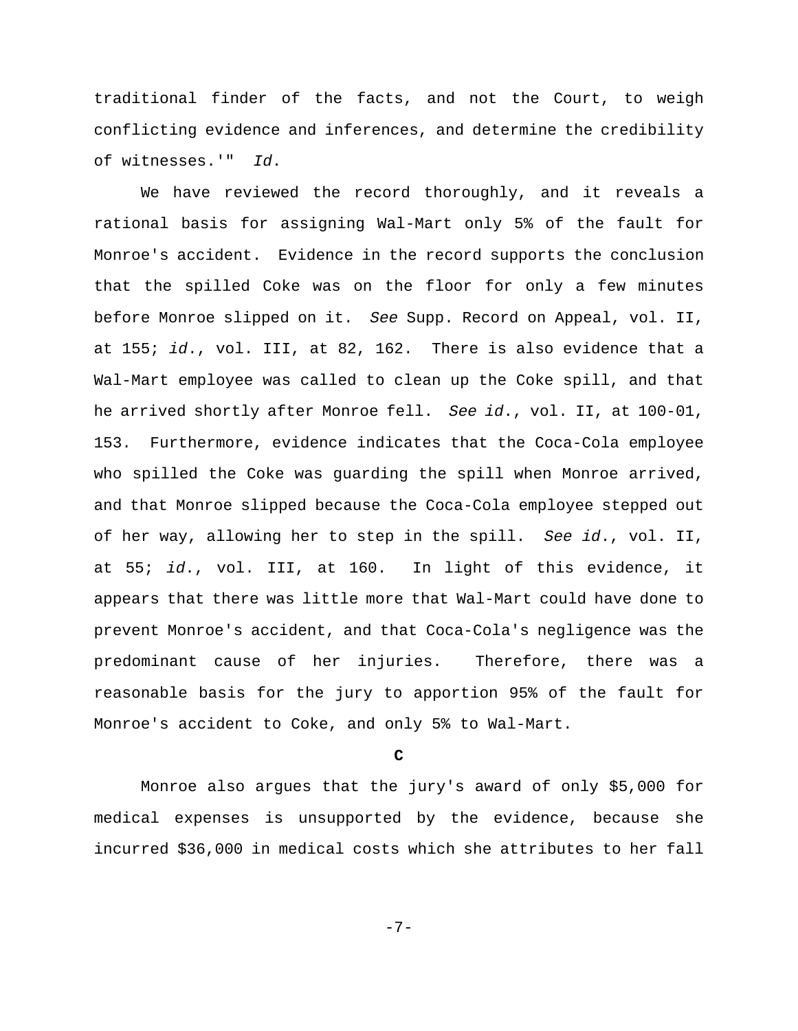traditional finder of the facts, and not the Court, to weigh conflicting evidence and inferences, and determine the credibility of witnesses.'" *Id*.

We have reviewed the record thoroughly, and it reveals a rational basis for assigning Wal-Mart only 5% of the fault for Monroe's accident. Evidence in the record supports the conclusion that the spilled Coke was on the floor for only a few minutes before Monroe slipped on it. *See* Supp. Record on Appeal, vol. II, at 155; *id*., vol. III, at 82, 162. There is also evidence that a Wal-Mart employee was called to clean up the Coke spill, and that he arrived shortly after Monroe fell. *See id*., vol. II, at 100-01, 153. Furthermore, evidence indicates that the Coca-Cola employee who spilled the Coke was guarding the spill when Monroe arrived, and that Monroe slipped because the Coca-Cola employee stepped out of her way, allowing her to step in the spill. *See id*., vol. II, at 55; *id*., vol. III, at 160. In light of this evidence, it appears that there was little more that Wal-Mart could have done to prevent Monroe's accident, and that Coca-Cola's negligence was the predominant cause of her injuries. Therefore, there was a reasonable basis for the jury to apportion 95% of the fault for Monroe's accident to Coke, and only 5% to Wal-Mart.

**C**

Monroe also argues that the jury's award of only $5,000 for medical expenses is unsupported by the evidence, because she incurred $36,000 in medical costs which she attributes to her fall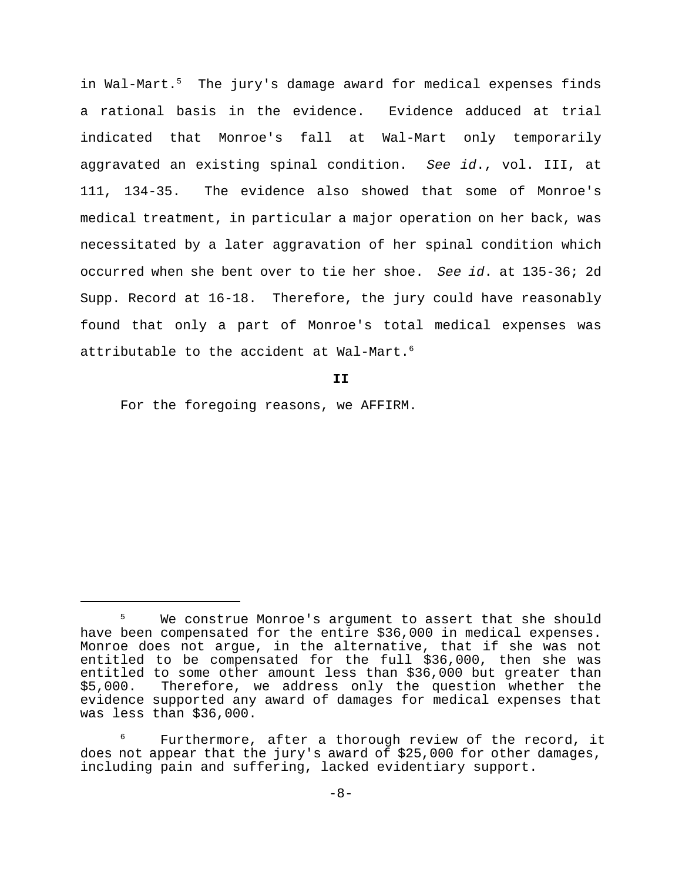in Wal-Mart.[5] The jury's damage award for medical expenses finds a rational basis in the evidence. Evidence adduced at trial indicated that Monroe's fall at Wal-Mart only temporarily aggravated an existing spinal condition. *See id*., vol. III, at 111, 134-35. The evidence also showed that some of Monroe's medical treatment, in particular a major operation on her back, was necessitated by a later aggravation of her spinal condition which occurred when she bent over to tie her shoe. *See id*. at 135-36; 2d Supp. Record at 16-18. Therefore, the jury could have reasonably found that only a part of Monroe's total medical expenses was attributable to the accident at Wal-Mart.[6]

**II**

For the foregoing reasons, we AFFIRM.

---

[5] We construe Monroe's argument to assert that she should have been compensated for the entire $36,000 in medical expenses. Monroe does not argue, in the alternative, that if she was not entitled to be compensated for the full $36,000, then she was entitled to some other amount less than $36,000 but greater than $5,000. Therefore, we address only the question whether the evidence supported any award of damages for medical expenses that was less than $36,000.

[6] Furthermore, after a thorough review of the record, it does not appear that the jury's award of $25,000 for other damages, including pain and suffering, lacked evidentiary support.